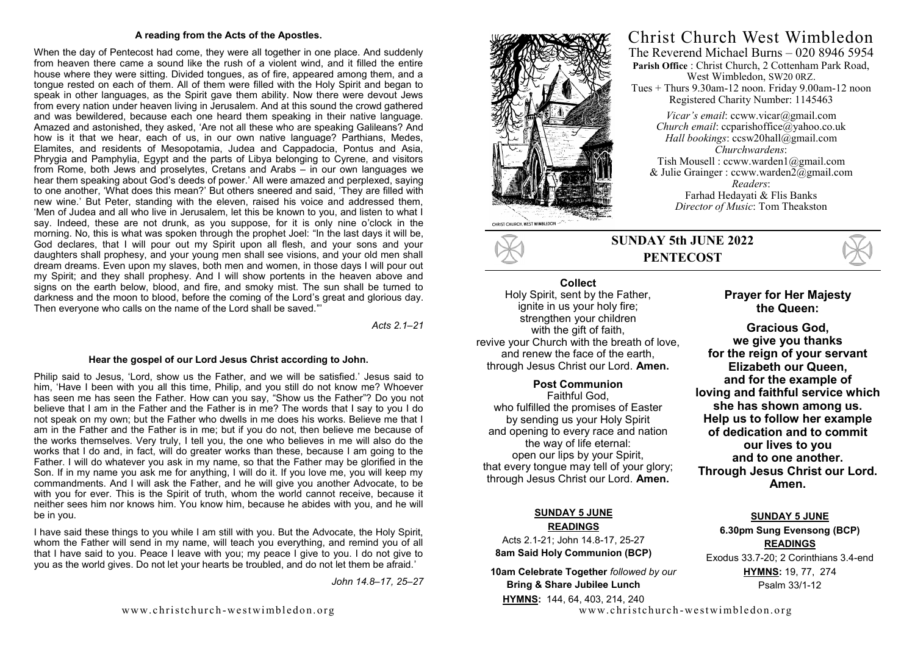**A reading from the Acts of the Apostles.**

When the day of Pentecost had come, they were all together in one place. And suddenly from heaven there came a sound like the rush of a violent wind, and it filled the entire house where they were sitting. Divided tongues, as of fire, appeared among them, and a tongue rested on each of them. All of them were filled with the Holy Spirit and began to speak in other languages, as the Spirit gave them ability. Now there were devout Jews from every nation under heaven living in Jerusalem. And at this sound the crowd gathered and was bewildered, because each one heard them speaking in their native language. Amazed and astonished, they asked, 'Are not all these who are speaking Galileans? And how is it that we hear, each of us, in our own native language? Parthians, Medes, Elamites, and residents of Mesopotamia, Judea and Cappadocia, Pontus and Asia, Phrygia and Pamphylia, Egypt and the parts of Libya belonging to Cyrene, and visitors from Rome, both Jews and proselytes, Cretans and Arabs – in our own languages we hear them speaking about God's deeds of power.' All were amazed and perplexed, saying to one another, 'What does this mean?' But others sneered and said, 'They are filled with new wine.' But Peter, standing with the eleven, raised his voice and addressed them, 'Men of Judea and all who live in Jerusalem, let this be known to you, and listen to what I say. Indeed, these are not drunk, as you suppose, for it is only nine o'clock in the morning. No, this is what was spoken through the prophet Joel: "In the last days it will be, God declares, that I will pour out my Spirit upon all flesh, and your sons and your daughters shall prophesy, and your young men shall see visions, and your old men shall dream dreams. Even upon my slaves, both men and women, in those days I will pour out my Spirit; and they shall prophesy. And I will show portents in the heaven above and signs on the earth below, blood, and fire, and smoky mist. The sun shall be turned to darkness and the moon to blood, before the coming of the Lord's great and glorious day. Then everyone who calls on the name of the Lord shall be saved."'

*Acts 2.1–21*

**Hear the gospel of our Lord Jesus Christ according to John.**

Philip said to Jesus, 'Lord, show us the Father, and we will be satisfied.' Jesus said to him, 'Have I been with you all this time, Philip, and you still do not know me? Whoever has seen me has seen the Father. How can you say, "Show us the Father"? Do you not believe that I am in the Father and the Father is in me? The words that I say to you I do not speak on my own; but the Father who dwells in me does his works. Believe me that I am in the Father and the Father is in me; but if you do not, then believe me because of the works themselves. Very truly, I tell you, the one who believes in me will also do the works that I do and, in fact, will do greater works than these, because I am going to the Father. I will do whatever you ask in my name, so that the Father may be glorified in the Son. If in my name you ask me for anything, I will do it. If you love me, you will keep my commandments. And I will ask the Father, and he will give you another Advocate, to be with you for ever. This is the Spirit of truth, whom the world cannot receive, because it neither sees him nor knows him. You know him, because he abides with you, and he will be in you.

I have said these things to you while I am still with you. But the Advocate, the Holy Spirit, whom the Father will send in my name, will teach you everything, and remind you of all that I have said to you. Peace I leave with you; my peace I give to you. I do not give to you as the world gives. Do not let your hearts be troubled, and do not let them be afraid.'

*John 14.8–17, 25–27*

www.christchurch-westwimbledon.org

# Christ Church West Wimbledon

The Reverend Michael Burns – 020 8946 5954

**Parish Office** : Christ Church, 2 Cottenham Park Road, West Wimbledon, SW20 0RZ.
Tues + Thurs 9.30am-12 noon. Friday 9.00am-12 noon
Registered Charity Number: 1145463

*Vicar's email*: ccww.vicar@gmail.com
*Church email*: ccparishoffice@yahoo.co.uk
*Hall bookings*: ccsw20hall@gmail.com
*Churchwardens*:
Tish Mousell : ccww.warden1@gmail.com
& Julie Grainger : ccww.warden2@gmail.com
*Readers*:
Farhad Hedayati & Flis Banks
*Director of Music*: Tom Theakston

CHRIST CHURCH, WEST WIMBLEDON

## SUNDAY 5th JUNE 2022
## PENTECOST

**Collect**

Holy Spirit, sent by the Father,
ignite in us your holy fire;
strengthen your children
with the gift of faith,
revive your Church with the breath of love,
and renew the face of the earth,
through Jesus Christ our Lord. **Amen.**

**Post Communion**

Faithful God,
who fulfilled the promises of Easter
by sending us your Holy Spirit
and opening to every race and nation
the way of life eternal:
open our lips by your Spirit,
that every tongue may tell of your glory;
through Jesus Christ our Lord. **Amen.**

**Prayer for Her Majesty the Queen:**

**Gracious God,
we give you thanks
for the reign of your servant
Elizabeth our Queen,
and for the example of
loving and faithful service which
she has shown among us.
Help us to follow her example
of dedication and to commit
our lives to you
and to one another.
Through Jesus Christ our Lord.
Amen.**

**SUNDAY 5 JUNE**

**READINGS**

Acts 2.1-21; John 14.8-17, 25-27

**8am Said Holy Communion (BCP)**

**10am Celebrate Together** *followed by our* **Bring & Share Jubilee Lunch**

**HYMNS:** 144, 64, 403, 214, 240

**SUNDAY 5 JUNE**

**6.30pm Sung Evensong (BCP)**

**READINGS**

Exodus 33.7-20; 2 Corinthians 3.4-end

**HYMNS:** 19, 77, 274

Psalm 33/1-12

www.christchurch-westwimbledon.org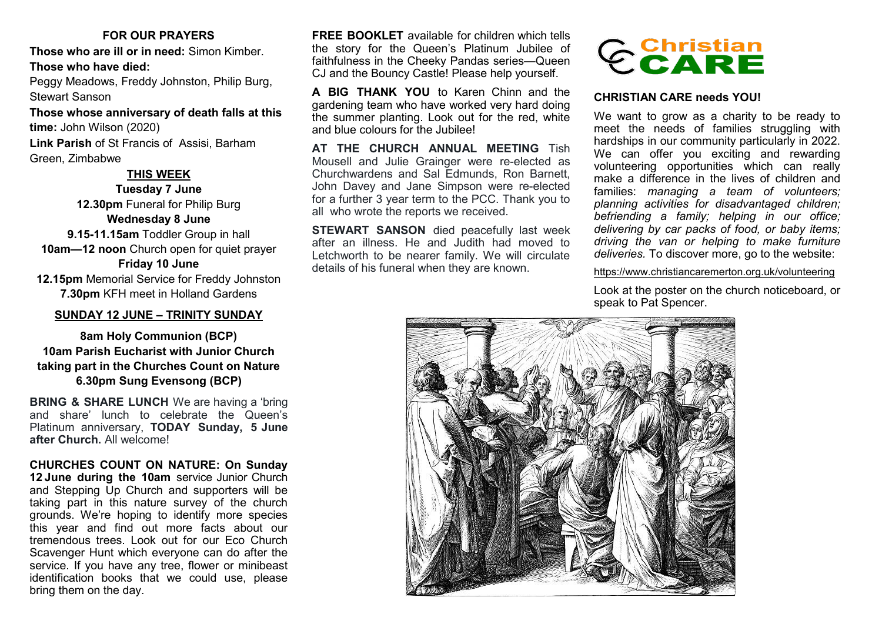**FOR OUR PRAYERS**

**Those who are ill or in need:** Simon Kimber.

**Those who have died:**

Peggy Meadows, Freddy Johnston, Philip Burg, Stewart Sanson

**Those whose anniversary of death falls at this time:** John Wilson (2020)

**Link Parish** of St Francis of Assisi, Barham Green, Zimbabwe

## THIS WEEK

**Tuesday 7 June**

**12.30pm** Funeral for Philip Burg

**Wednesday 8 June**

**9.15-11.15am** Toddler Group in hall

**10am—12 noon** Church open for quiet prayer

**Friday 10 June**

**12.15pm** Memorial Service for Freddy Johnston

**7.30pm** KFH meet in Holland Gardens

## SUNDAY 12 JUNE – TRINITY SUNDAY

**8am Holy Communion (BCP)**

**10am Parish Eucharist with Junior Church taking part in the Churches Count on Nature**

**6.30pm Sung Evensong (BCP)**

**BRING & SHARE LUNCH** We are having a 'bring and share' lunch to celebrate the Queen's Platinum anniversary, **TODAY Sunday, 5 June after Church.** All welcome!

**CHURCHES COUNT ON NATURE: On Sunday 12 June during the 10am** service Junior Church and Stepping Up Church and supporters will be taking part in this nature survey of the church grounds. We're hoping to identify more species this year and find out more facts about our tremendous trees. Look out for our Eco Church Scavenger Hunt which everyone can do after the service. If you have any tree, flower or minibeast identification books that we could use, please bring them on the day.

**FREE BOOKLET** available for children which tells the story for the Queen's Platinum Jubilee of faithfulness in the Cheeky Pandas series—Queen CJ and the Bouncy Castle! Please help yourself.

**A BIG THANK YOU** to Karen Chinn and the gardening team who have worked very hard doing the summer planting. Look out for the red, white and blue colours for the Jubilee!

**AT THE CHURCH ANNUAL MEETING** Tish Mousell and Julie Grainger were re-elected as Churchwardens and Sal Edmunds, Ron Barnett, John Davey and Jane Simpson were re-elected for a further 3 year term to the PCC. Thank you to all who wrote the reports we received.

**STEWART SANSON** died peacefully last week after an illness. He and Judith had moved to Letchworth to be nearer family. We will circulate details of his funeral when they are known.

Christian CARE

**CHRISTIAN CARE needs YOU!**

We want to grow as a charity to be ready to meet the needs of families struggling with hardships in our community particularly in 2022. We can offer you exciting and rewarding volunteering opportunities which can really make a difference in the lives of children and families: *managing a team of volunteers; planning activities for disadvantaged children; befriending a family; helping in our office; delivering by car packs of food, or baby items; driving the van or helping to make furniture deliveries.* To discover more, go to the website:

https://www.christiancaremerton.org.uk/volunteering

Look at the poster on the church noticeboard, or speak to Pat Spencer.